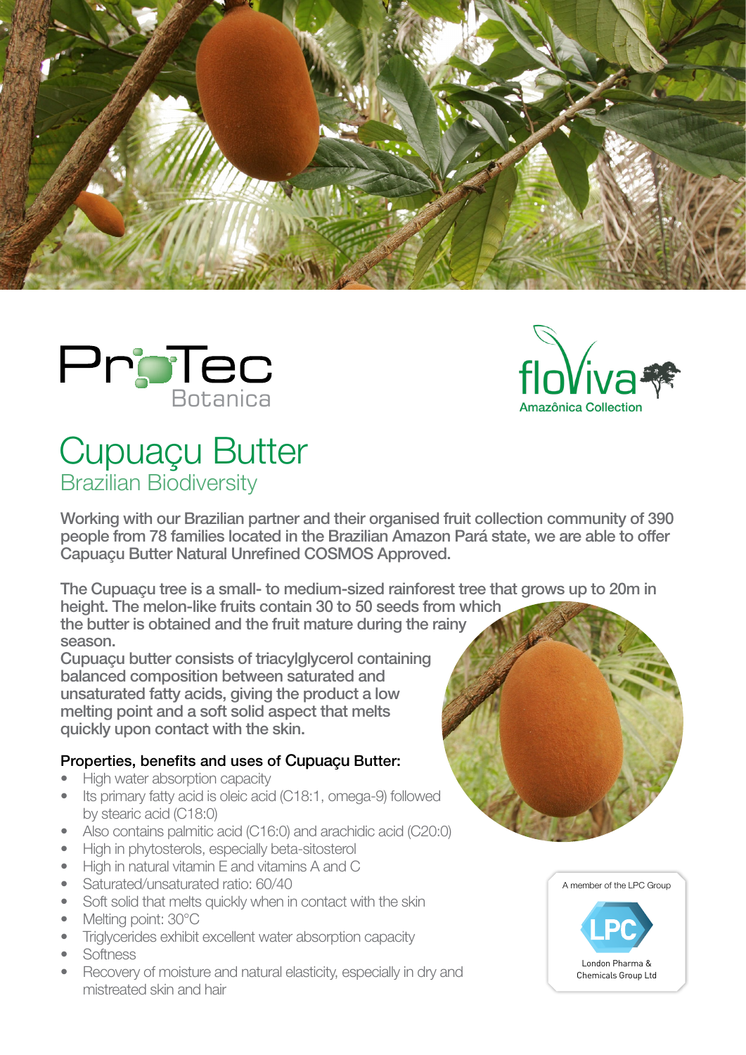ProTec Botanica

floViva Amazônica Collection

# Cupuaçu Butter

## Brazilian Biodiversity

**Working with our Brazilian partner and their organised fruit collection community of 390 people from 78 families located in the Brazilian Amazon Pará state, we are able to offer Capuaçu Butter Natural Unrefined COSMOS Approved.**

**The Cupuaçu tree is a small- to medium-sized rainforest tree that grows up to 20m in height. The melon-like fruits contain 30 to 50 seeds from which the butter is obtained and the fruit mature during the rainy season.**

**Cupuaçu butter consists of triacylglycerol containing balanced composition between saturated and unsaturated fatty acids, giving the product a low melting point and a soft solid aspect that melts quickly upon contact with the skin.**

### Properties, benefits and uses of Cupuaçu Butter:

- High water absorption capacity
- Its primary fatty acid is oleic acid (C18:1, omega-9) followed by stearic acid (C18:0)
- Also contains palmitic acid (C16:0) and arachidic acid (C20:0)
- High in phytosterols, especially beta-sitosterol
- High in natural vitamin E and vitamins A and C
- Saturated/unsaturated ratio: 60/40
- Soft solid that melts quickly when in contact with the skin
- Melting point: 30°C
- Triglycerides exhibit excellent water absorption capacity
- Softness
- Recovery of moisture and natural elasticity, especially in dry and mistreated skin and hair

A member of the LPC Group

LPC

London Pharma & Chemicals Group Ltd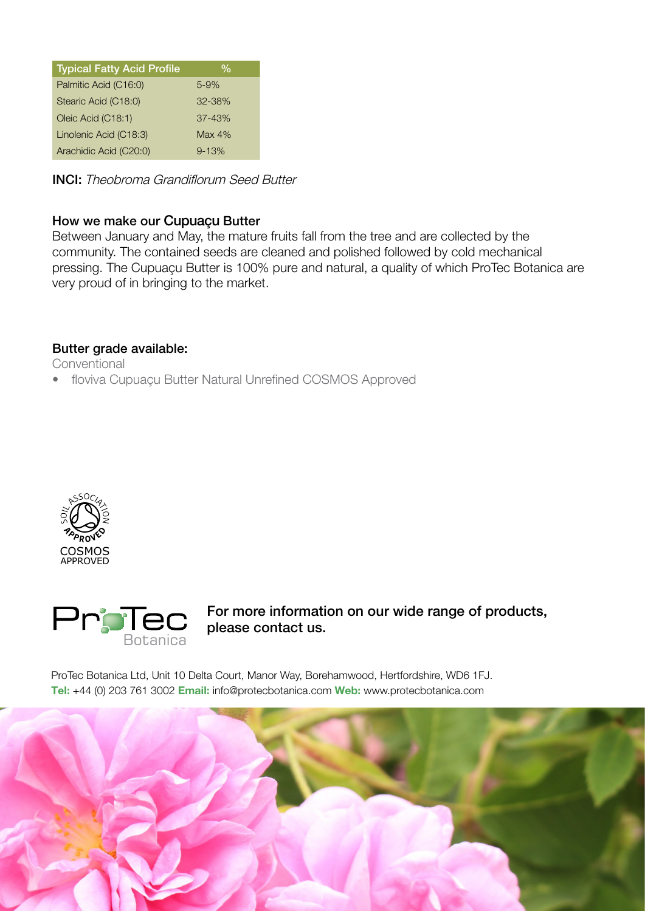| Typical Fatty Acid Profile | % |
|---|---|
| Palmitic Acid (C16:0) | 5-9% |
| Stearic Acid (C18:0) | 32-38% |
| Oleic Acid (C18:1) | 37-43% |
| Linolenic Acid (C18:3) | Max 4% |
| Arachidic Acid (C20:0) | 9-13% |

**INCI:** *Theobroma Grandiflorum Seed Butter*

### How we make our Cupuaçu Butter

Between January and May, the mature fruits fall from the tree and are collected by the community. The contained seeds are cleaned and polished followed by cold mechanical pressing. The Cupuaçu Butter is 100% pure and natural, a quality of which ProTec Botanica are very proud of in bringing to the market.

### Butter grade available:

Conventional

- floviva Cupuaçu Butter Natural Unrefined COSMOS Approved

SOIL ASSOCIATION APPROVED
COSMOS APPROVED

ProTec Botanica

**For more information on our wide range of products, please contact us.**

ProTec Botanica Ltd, Unit 10 Delta Court, Manor Way, Borehamwood, Hertfordshire, WD6 1FJ.
**Tel:** +44 (0) 203 761 3002 **Email:** info@protecbotanica.com **Web:** www.protecbotanica.com